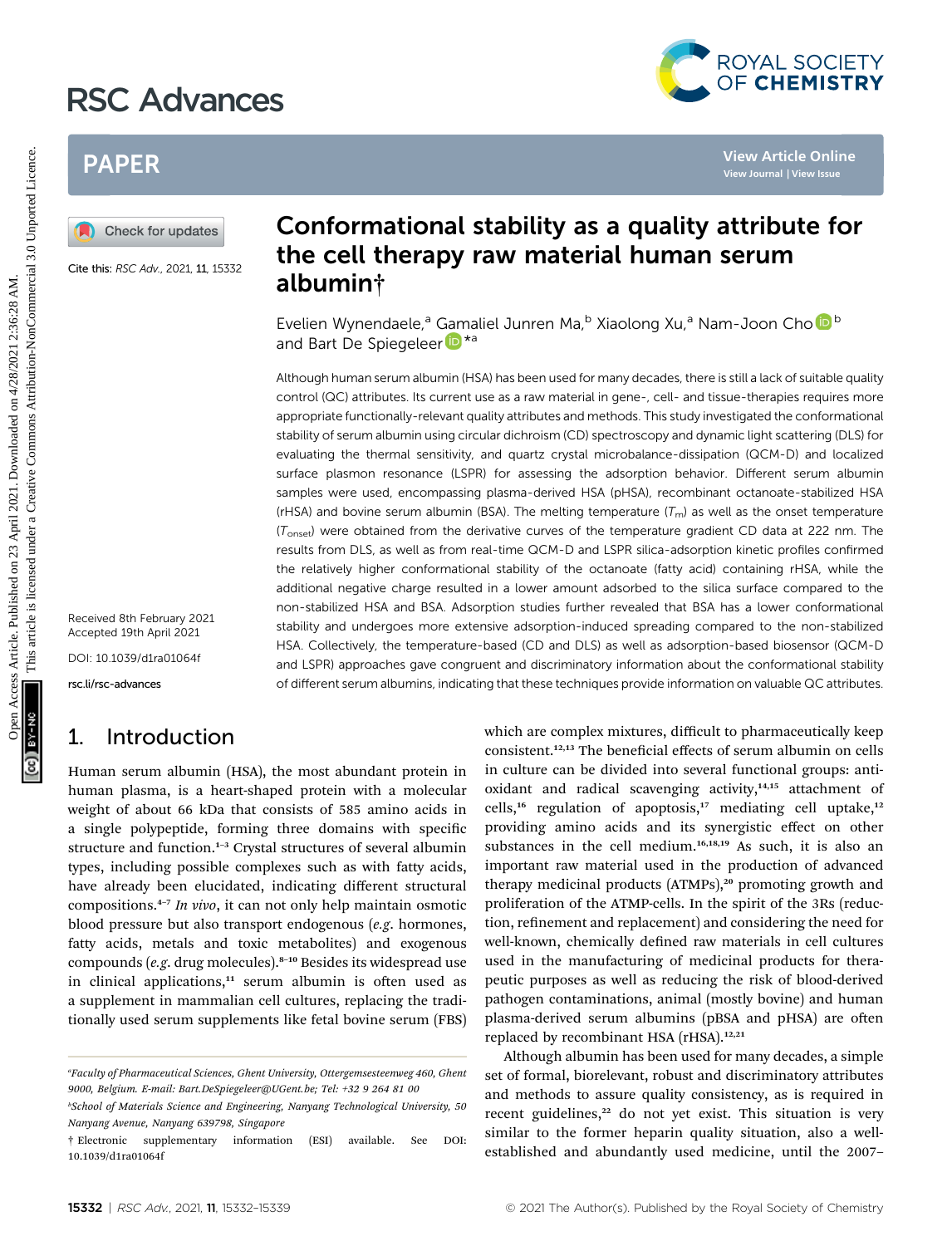# Conformational stability as a quality attribute for the cell therapy raw material human serum albumin†

Evelien Wynendaele,[a] Gamaliel Junren Ma,[b] Xiaolong Xu,[a] Nam-Joon Cho[b] and Bart De Spiegeleer*[a]

Cite this: RSC Adv., 2021, 11, 15332

Received 8th February 2021
Accepted 19th April 2021

DOI: 10.1039/d1ra01064f

rsc.li/rsc-advances

Although human serum albumin (HSA) has been used for many decades, there is still a lack of suitable quality control (QC) attributes. Its current use as a raw material in gene-, cell- and tissue-therapies requires more appropriate functionally-relevant quality attributes and methods. This study investigated the conformational stability of serum albumin using circular dichroism (CD) spectroscopy and dynamic light scattering (DLS) for evaluating the thermal sensitivity, and quartz crystal microbalance-dissipation (QCM-D) and localized surface plasmon resonance (LSPR) for assessing the adsorption behavior. Different serum albumin samples were used, encompassing plasma-derived HSA (pHSA), recombinant octanoate-stabilized HSA (rHSA) and bovine serum albumin (BSA). The melting temperature ($T_m$) as well as the onset temperature ($T_{onset}$) were obtained from the derivative curves of the temperature gradient CD data at 222 nm. The results from DLS, as well as from real-time QCM-D and LSPR silica-adsorption kinetic profiles confirmed the relatively higher conformational stability of the octanoate (fatty acid) containing rHSA, while the additional negative charge resulted in a lower amount adsorbed to the silica surface compared to the non-stabilized HSA and BSA. Adsorption studies further revealed that BSA has a lower conformational stability and undergoes more extensive adsorption-induced spreading compared to the non-stabilized HSA. Collectively, the temperature-based (CD and DLS) as well as adsorption-based biosensor (QCM-D and LSPR) approaches gave congruent and discriminatory information about the conformational stability of different serum albumins, indicating that these techniques provide information on valuable QC attributes.

## 1. Introduction

Human serum albumin (HSA), the most abundant protein in human plasma, is a heart-shaped protein with a molecular weight of about 66 kDa that consists of 585 amino acids in a single polypeptide, forming three domains with specific structure and function.[1–3] Crystal structures of several albumin types, including possible complexes such as with fatty acids, have already been elucidated, indicating different structural compositions.[4–7] *In vivo*, it can not only help maintain osmotic blood pressure but also transport endogenous (*e.g.* hormones, fatty acids, metals and toxic metabolites) and exogenous compounds (*e.g.* drug molecules).[8–10] Besides its widespread use in clinical applications,[11] serum albumin is often used as a supplement in mammalian cell cultures, replacing the traditionally used serum supplements like fetal bovine serum (FBS) which are complex mixtures, difficult to pharmaceutically keep consistent.[12,13] The beneficial effects of serum albumin on cells in culture can be divided into several functional groups: anti-oxidant and radical scavenging activity,[14,15] attachment of cells,[16] regulation of apoptosis,[17] mediating cell uptake,[12] providing amino acids and its synergistic effect on other substances in the cell medium.[16,18,19] As such, it is also an important raw material used in the production of advanced therapy medicinal products (ATMPs),[20] promoting growth and proliferation of the ATMP-cells. In the spirit of the 3Rs (reduction, refinement and replacement) and considering the need for well-known, chemically defined raw materials in cell cultures used in the manufacturing of medicinal products for therapeutic purposes as well as reducing the risk of blood-derived pathogen contaminations, animal (mostly bovine) and human plasma-derived serum albumins (pBSA and pHSA) are often replaced by recombinant HSA (rHSA).[12,21]

Although albumin has been used for many decades, a simple set of formal, biorelevant, robust and discriminatory attributes and methods to assure quality consistency, as is required in recent guidelines,[22] do not yet exist. This situation is very similar to the former heparin quality situation, also a well-established and abundantly used medicine, until the 2007–

---

[a] Faculty of Pharmaceutical Sciences, Ghent University, Ottergemsesteenweg 460, Ghent 9000, Belgium. E-mail: Bart.DeSpiegeleer@UGent.be; Tel: +32 9 264 81 00

[b] School of Materials Science and Engineering, Nanyang Technological University, 50 Nanyang Avenue, Nanyang 639798, Singapore

† Electronic supplementary information (ESI) available. See DOI: 10.1039/d1ra01064f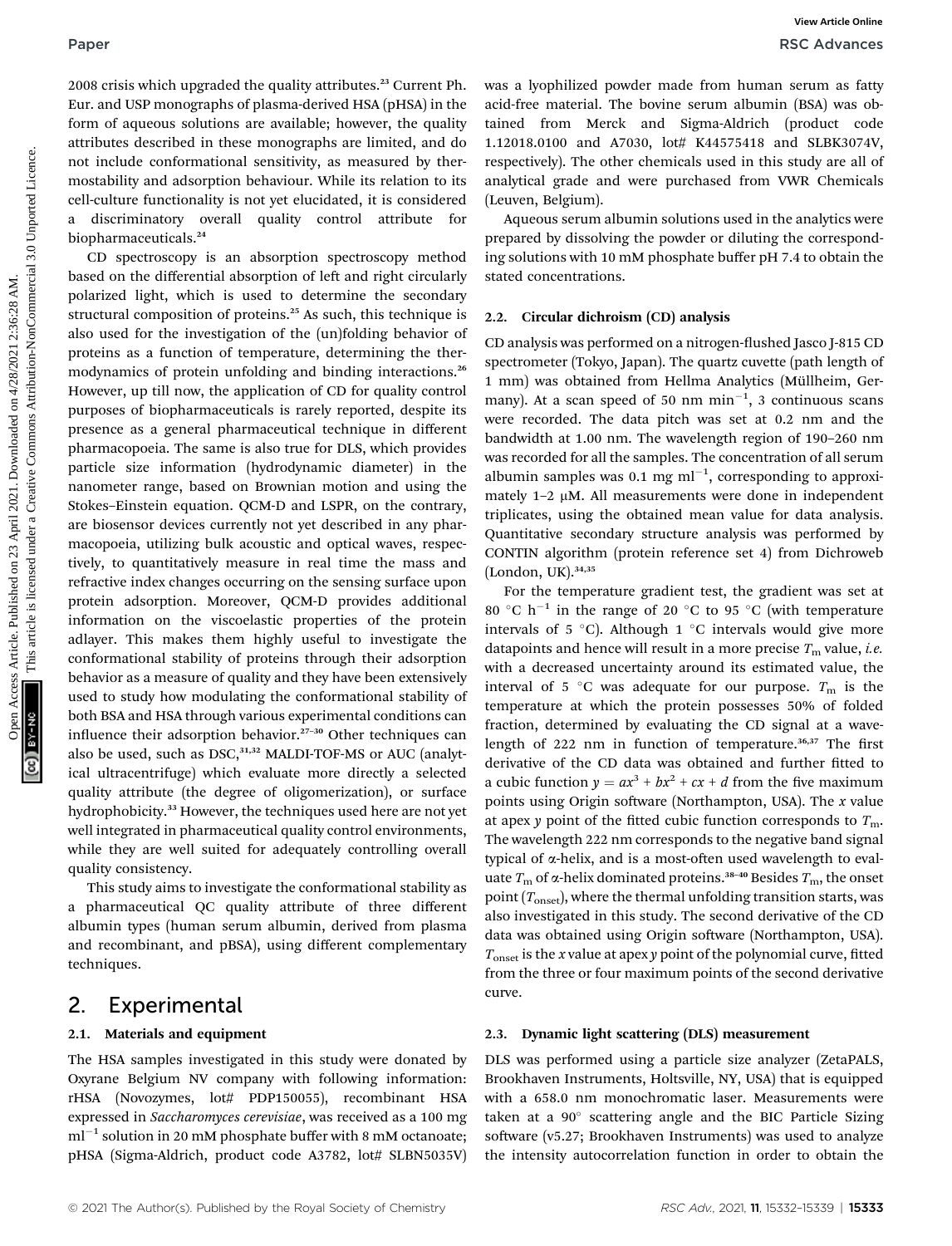2008 crisis which upgraded the quality attributes.[23] Current Ph. Eur. and USP monographs of plasma-derived HSA (pHSA) in the form of aqueous solutions are available; however, the quality attributes described in these monographs are limited, and do not include conformational sensitivity, as measured by thermostability and adsorption behaviour. While its relation to its cell-culture functionality is not yet elucidated, it is considered a discriminatory overall quality control attribute for biopharmaceuticals.[24]

CD spectroscopy is an absorption spectroscopy method based on the differential absorption of left and right circularly polarized light, which is used to determine the secondary structural composition of proteins.[25] As such, this technique is also used for the investigation of the (un)folding behavior of proteins as a function of temperature, determining the thermodynamics of protein unfolding and binding interactions.[26] However, up till now, the application of CD for quality control purposes of biopharmaceuticals is rarely reported, despite its presence as a general pharmaceutical technique in different pharmacopoeia. The same is also true for DLS, which provides particle size information (hydrodynamic diameter) in the nanometer range, based on Brownian motion and using the Stokes–Einstein equation. QCM-D and LSPR, on the contrary, are biosensor devices currently not yet described in any pharmacopoeia, utilizing bulk acoustic and optical waves, respectively, to quantitatively measure in real time the mass and refractive index changes occurring on the sensing surface upon protein adsorption. Moreover, QCM-D provides additional information on the viscoelastic properties of the protein adlayer. This makes them highly useful to investigate the conformational stability of proteins through their adsorption behavior as a measure of quality and they have been extensively used to study how modulating the conformational stability of both BSA and HSA through various experimental conditions can influence their adsorption behavior.[27–30] Other techniques can also be used, such as DSC,[31,32] MALDI-TOF-MS or AUC (analytical ultracentrifuge) which evaluate more directly a selected quality attribute (the degree of oligomerization), or surface hydrophobicity.[33] However, the techniques used here are not yet well integrated in pharmaceutical quality control environments, while they are well suited for adequately controlling overall quality consistency.

This study aims to investigate the conformational stability as a pharmaceutical QC quality attribute of three different albumin types (human serum albumin, derived from plasma and recombinant, and pBSA), using different complementary techniques.

## 2. Experimental

### 2.1. Materials and equipment

The HSA samples investigated in this study were donated by Oxyrane Belgium NV company with following information: rHSA (Novozymes, lot# PDP150055), recombinant HSA expressed in *Saccharomyces cerevisiae*, was received as a 100 mg ml$^{-1}$ solution in 20 mM phosphate buffer with 8 mM octanoate; pHSA (Sigma-Aldrich, product code A3782, lot# SLBN5035V) was a lyophilized powder made from human serum as fatty acid-free material. The bovine serum albumin (BSA) was obtained from Merck and Sigma-Aldrich (product code 1.12018.0100 and A7030, lot# K44575418 and SLBK3074V, respectively). The other chemicals used in this study are all of analytical grade and were purchased from VWR Chemicals (Leuven, Belgium).

Aqueous serum albumin solutions used in the analytics were prepared by dissolving the powder or diluting the corresponding solutions with 10 mM phosphate buffer pH 7.4 to obtain the stated concentrations.

### 2.2. Circular dichroism (CD) analysis

CD analysis was performed on a nitrogen-flushed Jasco J-815 CD spectrometer (Tokyo, Japan). The quartz cuvette (path length of 1 mm) was obtained from Hellma Analytics (Müllheim, Germany). At a scan speed of 50 nm min$^{-1}$, 3 continuous scans were recorded. The data pitch was set at 0.2 nm and the bandwidth at 1.00 nm. The wavelength region of 190–260 nm was recorded for all the samples. The concentration of all serum albumin samples was 0.1 mg ml$^{-1}$, corresponding to approximately 1–2 μM. All measurements were done in independent triplicates, using the obtained mean value for data analysis. Quantitative secondary structure analysis was performed by CONTIN algorithm (protein reference set 4) from Dichroweb (London, UK).[34,35]

For the temperature gradient test, the gradient was set at 80 °C h$^{-1}$ in the range of 20 °C to 95 °C (with temperature intervals of 5 °C). Although 1 °C intervals would give more datapoints and hence will result in a more precise $T_m$ value, *i.e.* with a decreased uncertainty around its estimated value, the interval of 5 °C was adequate for our purpose. $T_m$ is the temperature at which the protein possesses 50% of folded fraction, determined by evaluating the CD signal at a wavelength of 222 nm in function of temperature.[36,37] The first derivative of the CD data was obtained and further fitted to a cubic function $y = ax^3 + bx^2 + cx + d$ from the five maximum points using Origin software (Northampton, USA). The $x$ value at apex $y$ point of the fitted cubic function corresponds to $T_m$. The wavelength 222 nm corresponds to the negative band signal typical of α-helix, and is a most-often used wavelength to evaluate $T_m$ of α-helix dominated proteins.[38–40] Besides $T_m$, the onset point ($T_{onset}$), where the thermal unfolding transition starts, was also investigated in this study. The second derivative of the CD data was obtained using Origin software (Northampton, USA). $T_{onset}$ is the $x$ value at apex $y$ point of the polynomial curve, fitted from the three or four maximum points of the second derivative curve.

### 2.3. Dynamic light scattering (DLS) measurement

DLS was performed using a particle size analyzer (ZetaPALS, Brookhaven Instruments, Holtsville, NY, USA) that is equipped with a 658.0 nm monochromatic laser. Measurements were taken at a 90° scattering angle and the BIC Particle Sizing software (v5.27; Brookhaven Instruments) was used to analyze the intensity autocorrelation function in order to obtain the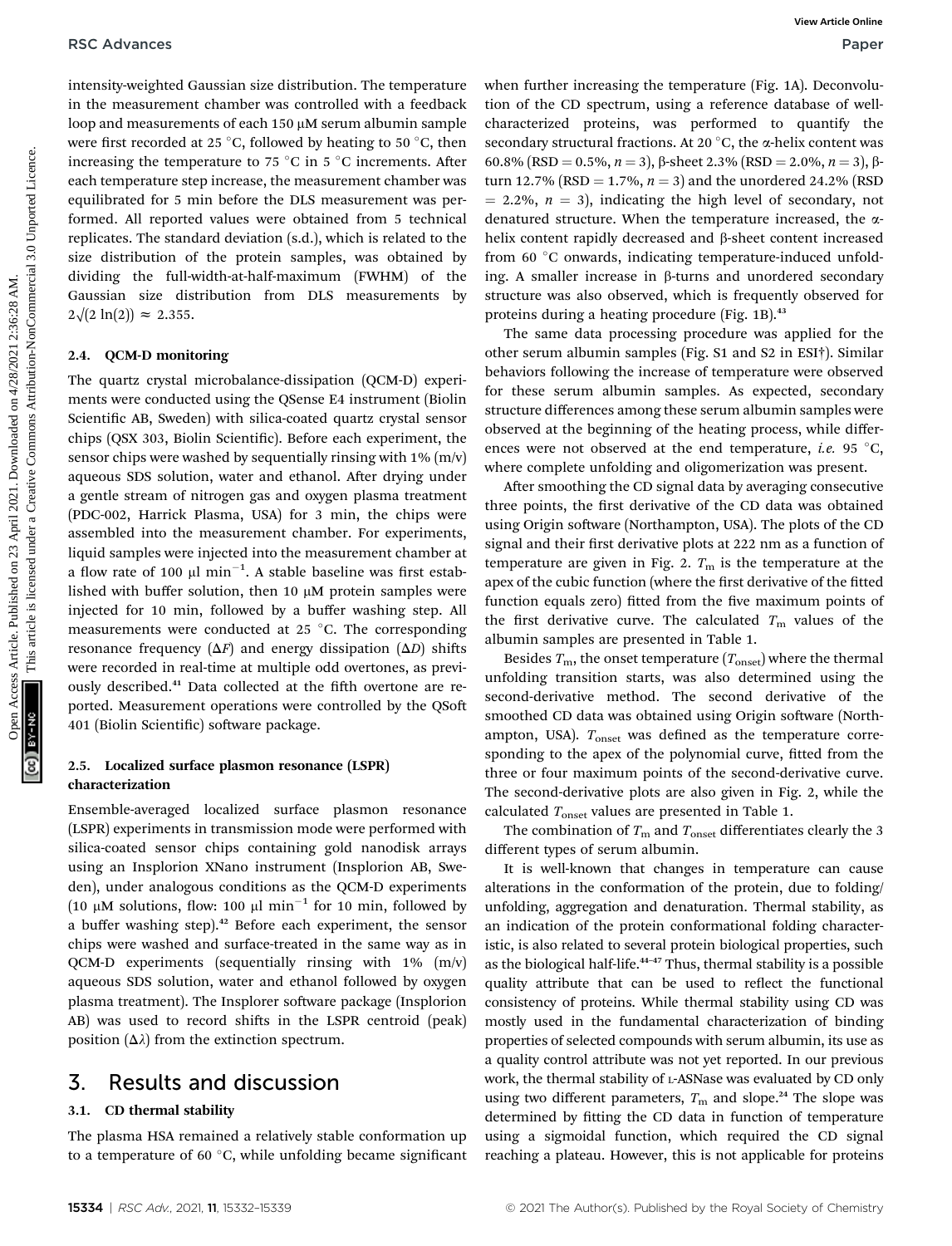intensity-weighted Gaussian size distribution. The temperature in the measurement chamber was controlled with a feedback loop and measurements of each 150 μM serum albumin sample were first recorded at 25 °C, followed by heating to 50 °C, then increasing the temperature to 75 °C in 5 °C increments. After each temperature step increase, the measurement chamber was equilibrated for 5 min before the DLS measurement was performed. All reported values were obtained from 5 technical replicates. The standard deviation (s.d.), which is related to the size distribution of the protein samples, was obtained by dividing the full-width-at-half-maximum (FWHM) of the Gaussian size distribution from DLS measurements by $2\sqrt{(2\ln(2))} \approx 2.355$.

### 2.4. QCM-D monitoring

The quartz crystal microbalance-dissipation (QCM-D) experiments were conducted using the QSense E4 instrument (Biolin Scientific AB, Sweden) with silica-coated quartz crystal sensor chips (QSX 303, Biolin Scientific). Before each experiment, the sensor chips were washed by sequentially rinsing with 1% (m/v) aqueous SDS solution, water and ethanol. After drying under a gentle stream of nitrogen gas and oxygen plasma treatment (PDC-002, Harrick Plasma, USA) for 3 min, the chips were assembled into the measurement chamber. For experiments, liquid samples were injected into the measurement chamber at a flow rate of 100 μl min$^{-1}$. A stable baseline was first established with buffer solution, then 10 μM protein samples were injected for 10 min, followed by a buffer washing step. All measurements were conducted at 25 °C. The corresponding resonance frequency ($\Delta F$) and energy dissipation ($\Delta D$) shifts were recorded in real-time at multiple odd overtones, as previously described.[41] Data collected at the fifth overtone are reported. Measurement operations were controlled by the QSoft 401 (Biolin Scientific) software package.

### 2.5. Localized surface plasmon resonance (LSPR) characterization

Ensemble-averaged localized surface plasmon resonance (LSPR) experiments in transmission mode were performed with silica-coated sensor chips containing gold nanodisk arrays using an Insplorion XNano instrument (Insplorion AB, Sweden), under analogous conditions as the QCM-D experiments (10 μM solutions, flow: 100 μl min$^{-1}$ for 10 min, followed by a buffer washing step).[42] Before each experiment, the sensor chips were washed and surface-treated in the same way as in QCM-D experiments (sequentially rinsing with 1% (m/v) aqueous SDS solution, water and ethanol followed by oxygen plasma treatment). The Insplorer software package (Insplorion AB) was used to record shifts in the LSPR centroid (peak) position ($\Delta\lambda$) from the extinction spectrum.

## 3. Results and discussion

### 3.1. CD thermal stability

The plasma HSA remained a relatively stable conformation up to a temperature of 60 °C, while unfolding became significant when further increasing the temperature (Fig. 1A). Deconvolution of the CD spectrum, using a reference database of well-characterized proteins, was performed to quantify the secondary structural fractions. At 20 °C, the α-helix content was 60.8% (RSD = 0.5%, $n = 3$), β-sheet 2.3% (RSD = 2.0%, $n = 3$), β-turn 12.7% (RSD = 1.7%, $n = 3$) and the unordered 24.2% (RSD = 2.2%, $n = 3$), indicating the high level of secondary, not denatured structure. When the temperature increased, the α-helix content rapidly decreased and β-sheet content increased from 60 °C onwards, indicating temperature-induced unfolding. A smaller increase in β-turns and unordered secondary structure was also observed, which is frequently observed for proteins during a heating procedure (Fig. 1B).[43]

The same data processing procedure was applied for the other serum albumin samples (Fig. S1 and S2 in ESI†). Similar behaviors following the increase of temperature were observed for these serum albumin samples. As expected, secondary structure differences among these serum albumin samples were observed at the beginning of the heating process, while differences were not observed at the end temperature, *i.e.* 95 °C, where complete unfolding and oligomerization was present.

After smoothing the CD signal data by averaging consecutive three points, the first derivative of the CD data was obtained using Origin software (Northampton, USA). The plots of the CD signal and their first derivative plots at 222 nm as a function of temperature are given in Fig. 2. $T_m$ is the temperature at the apex of the cubic function (where the first derivative of the fitted function equals zero) fitted from the five maximum points of the first derivative curve. The calculated $T_m$ values of the albumin samples are presented in Table 1.

Besides $T_m$, the onset temperature ($T_{onset}$) where the thermal unfolding transition starts, was also determined using the second-derivative method. The second derivative of the smoothed CD data was obtained using Origin software (Northampton, USA). $T_{onset}$ was defined as the temperature corresponding to the apex of the polynomial curve, fitted from the three or four maximum points of the second-derivative curve. The second-derivative plots are also given in Fig. 2, while the calculated $T_{onset}$ values are presented in Table 1.

The combination of $T_m$ and $T_{onset}$ differentiates clearly the 3 different types of serum albumin.

It is well-known that changes in temperature can cause alterations in the conformation of the protein, due to folding/unfolding, aggregation and denaturation. Thermal stability, as an indication of the protein conformational folding characteristic, is also related to several protein biological properties, such as the biological half-life.[44–47] Thus, thermal stability is a possible quality attribute that can be used to reflect the functional consistency of proteins. While thermal stability using CD was mostly used in the fundamental characterization of binding properties of selected compounds with serum albumin, its use as a quality control attribute was not yet reported. In our previous work, the thermal stability of L-ASNase was evaluated by CD only using two different parameters, $T_m$ and slope.[24] The slope was determined by fitting the CD data in function of temperature using a sigmoidal function, which required the CD signal reaching a plateau. However, this is not applicable for proteins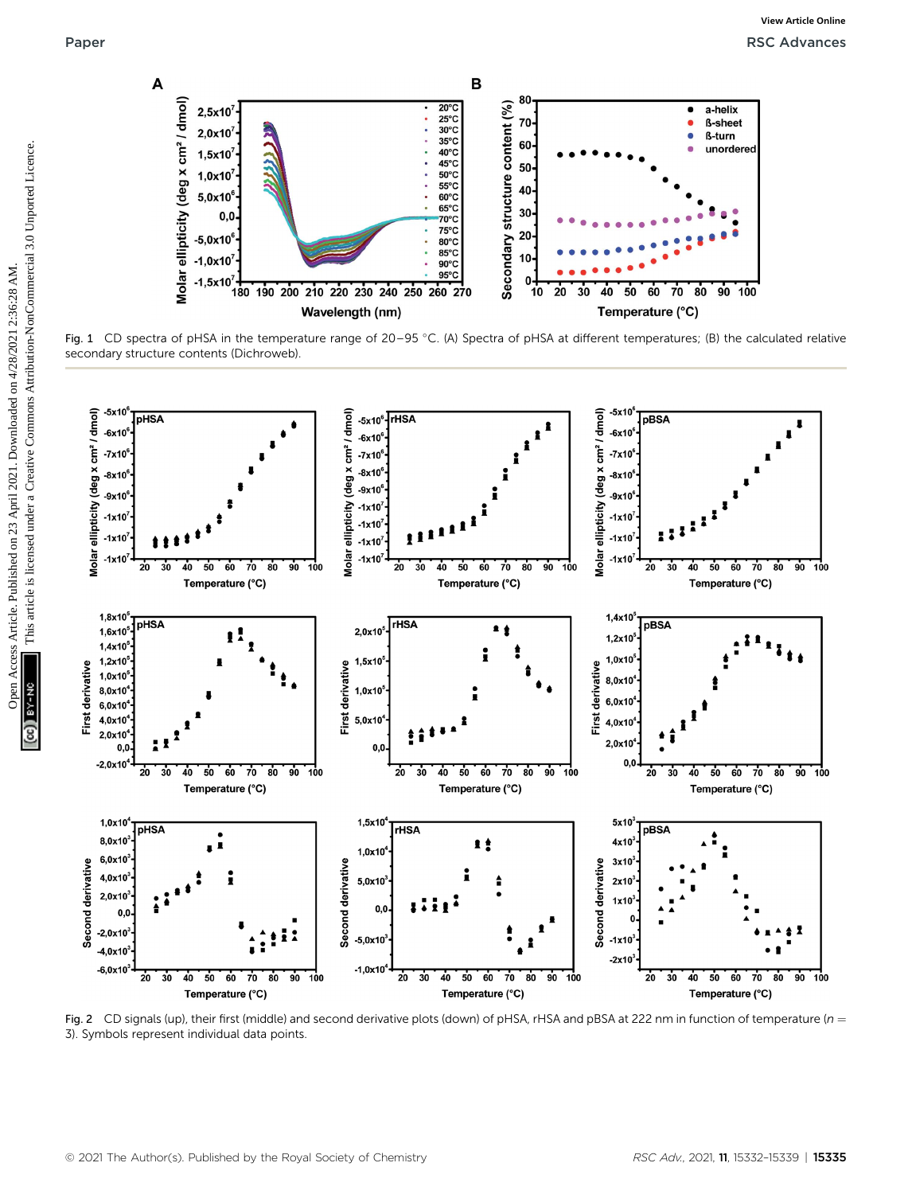Fig. 1 CD spectra of pHSA in the temperature range of 20–95 °C. (A) Spectra of pHSA at different temperatures; (B) the calculated relative secondary structure contents (Dichroweb).

Fig. 2 CD signals (up), their first (middle) and second derivative plots (down) of pHSA, rHSA and pBSA at 222 nm in function of temperature ($n$ = 3). Symbols represent individual data points.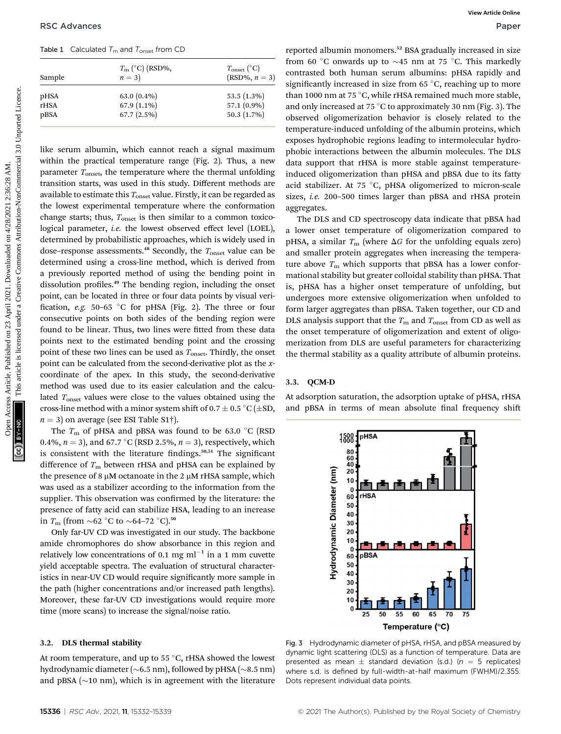Table 1 Calculated $T_m$ and $T_{onset}$ from CD

| Sample | $T_m$ (°C) (RSD%, $n = 3$) | $T_{onset}$ (°C) (RSD%, $n = 3$) |
|---|---|---|
| pHSA | 63.0 (0.4%) | 53.5 (1.3%) |
| rHSA | 67.9 (1.1%) | 57.1 (0.9%) |
| pBSA | 67.7 (2.5%) | 50.3 (1.7%) |

like serum albumin, which cannot reach a signal maximum within the practical temperature range (Fig. 2). Thus, a new parameter $T_{onset}$, the temperature where the thermal unfolding transition starts, was used in this study. Different methods are available to estimate this $T_{onset}$ value. Firstly, it can be regarded as the lowest experimental temperature where the conformation change starts; thus, $T_{onset}$ is then similar to a common toxicological parameter, *i.e.* the lowest observed effect level (LOEL), determined by probabilistic approaches, which is widely used in dose–response assessments.[48] Secondly, the $T_{onset}$ value can be determined using a cross-line method, which is derived from a previously reported method of using the bending point in dissolution profiles.[49] The bending region, including the onset point, can be located in three or four data points by visual verification, *e.g.* 50–65 °C for pHSA (Fig. 2). The three or four consecutive points on both sides of the bending region were found to be linear. Thus, two lines were fitted from these data points next to the estimated bending point and the crossing point of these two lines can be used as $T_{onset}$. Thirdly, the onset point can be calculated from the second-derivative plot as the *x*-coordinate of the apex. In this study, the second-derivative method was used due to its easier calculation and the calculated $T_{onset}$ values were close to the values obtained using the cross-line method with a minor system shift of 0.7 ± 0.5 °C (±SD, $n = 3$) on average (see ESI Table S1†).

The $T_m$ of pHSA and pBSA was found to be 63.0 °C (RSD 0.4%, $n = 3$), and 67.7 °C (RSD 2.5%, $n = 3$), respectively, which is consistent with the literature findings.[50,51] The significant difference of $T_m$ between rHSA and pHSA can be explained by the presence of 8 μM octanoate in the 2 μM rHSA sample, which was used as a stabilizer according to the information from the supplier. This observation was confirmed by the literature: the presence of fatty acid can stabilize HSA, leading to an increase in $T_m$ (from ~62 °C to ~64–72 °C).[50]

Only far-UV CD was investigated in our study. The backbone amide chromophores do show absorbance in this region and relatively low concentrations of 0.1 mg ml$^{-1}$ in a 1 mm cuvette yield acceptable spectra. The evaluation of structural characteristics in near-UV CD would require significantly more sample in the path (higher concentrations and/or increased path lengths). Moreover, these far-UV CD investigations would require more time (more scans) to increase the signal/noise ratio.

### 3.2. DLS thermal stability

At room temperature, and up to 55 °C, rHSA showed the lowest hydrodynamic diameter (~6.5 nm), followed by pHSA (~8.5 nm) and pBSA (~10 nm), which is in agreement with the literature reported albumin monomers.[52] BSA gradually increased in size from 60 °C onwards up to ~45 nm at 75 °C. This markedly contrasted both human serum albumins: pHSA rapidly and significantly increased in size from 65 °C, reaching up to more than 1000 nm at 75 °C, while rHSA remained much more stable, and only increased at 75 °C to approximately 30 nm (Fig. 3). The observed oligomerization behavior is closely related to the temperature-induced unfolding of the albumin proteins, which exposes hydrophobic regions leading to intermolecular hydrophobic interactions between the albumin molecules. The DLS data support that rHSA is more stable against temperature-induced oligomerization than pHSA and pBSA due to its fatty acid stabilizer. At 75 °C, pHSA oligomerized to micron-scale sizes, *i.e.* 200–500 times larger than pBSA and rHSA protein aggregates.

The DLS and CD spectroscopy data indicate that pBSA had a lower onset temperature of oligomerization compared to pHSA, a similar $T_m$ (where $\Delta G$ for the unfolding equals zero) and smaller protein aggregates when increasing the temperature above $T_m$ which supports that pBSA has a lower conformational stability but greater colloidal stability than pHSA. That is, pHSA has a higher onset temperature of unfolding, but undergoes more extensive oligomerization when unfolded to form larger aggregates than pBSA. Taken together, our CD and DLS analysis support that the $T_m$ and $T_{onset}$ from CD as well as the onset temperature of oligomerization and extent of oligomerization from DLS are useful parameters for characterizing the thermal stability as a quality attribute of albumin proteins.

Fig. 3 Hydrodynamic diameter of pHSA, rHSA, and pBSA measured by dynamic light scattering (DLS) as a function of temperature. Data are presented as mean ± standard deviation (s.d.) ($n = 5$ replicates) where s.d. is defined by full-width-at-half maximum (FWHM)/2.355. Dots represent individual data points.

### 3.3. QCM-D

At adsorption saturation, the adsorption uptake of pHSA, rHSA and pBSA in terms of mean absolute final frequency shift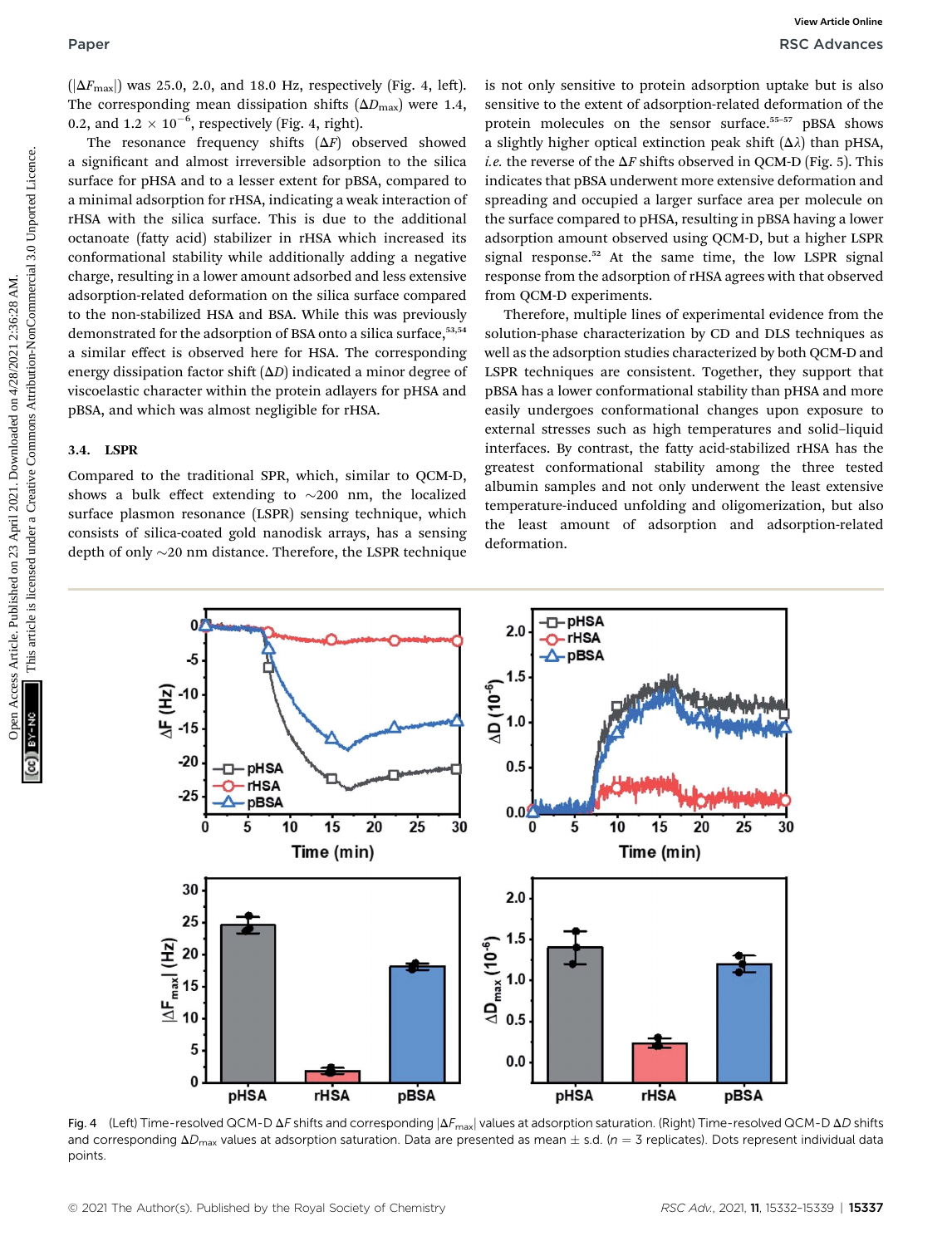($|\Delta F_{max}|$) was 25.0, 2.0, and 18.0 Hz, respectively (Fig. 4, left). The corresponding mean dissipation shifts ($\Delta D_{max}$) were 1.4, 0.2, and 1.2 × $10^{-6}$, respectively (Fig. 4, right).

The resonance frequency shifts ($\Delta F$) observed showed a significant and almost irreversible adsorption to the silica surface for pHSA and to a lesser extent for pBSA, compared to a minimal adsorption for rHSA, indicating a weak interaction of rHSA with the silica surface. This is due to the additional octanoate (fatty acid) stabilizer in rHSA which increased its conformational stability while additionally adding a negative charge, resulting in a lower amount adsorbed and less extensive adsorption-related deformation on the silica surface compared to the non-stabilized HSA and BSA. While this was previously demonstrated for the adsorption of BSA onto a silica surface,[53,54] a similar effect is observed here for HSA. The corresponding energy dissipation factor shift ($\Delta D$) indicated a minor degree of viscoelastic character within the protein adlayers for pHSA and pBSA, and which was almost negligible for rHSA.

### 3.4. LSPR

Compared to the traditional SPR, which, similar to QCM-D, shows a bulk effect extending to ~200 nm, the localized surface plasmon resonance (LSPR) sensing technique, which consists of silica-coated gold nanodisk arrays, has a sensing depth of only ~20 nm distance. Therefore, the LSPR technique is not only sensitive to protein adsorption uptake but is also sensitive to the extent of adsorption-related deformation of the protein molecules on the sensor surface.[55–57] pBSA shows a slightly higher optical extinction peak shift ($\Delta\lambda$) than pHSA, *i.e.* the reverse of the $\Delta F$ shifts observed in QCM-D (Fig. 5). This indicates that pBSA underwent more extensive deformation and spreading and occupied a larger surface area per molecule on the surface compared to pHSA, resulting in pBSA having a lower adsorption amount observed using QCM-D, but a higher LSPR signal response.[52] At the same time, the low LSPR signal response from the adsorption of rHSA agrees with that observed from QCM-D experiments.

Therefore, multiple lines of experimental evidence from the solution-phase characterization by CD and DLS techniques as well as the adsorption studies characterized by both QCM-D and LSPR techniques are consistent. Together, they support that pBSA has a lower conformational stability than pHSA and more easily undergoes conformational changes upon exposure to external stresses such as high temperatures and solid–liquid interfaces. By contrast, the fatty acid-stabilized rHSA has the greatest conformational stability among the three tested albumin samples and not only underwent the least extensive temperature-induced unfolding and oligomerization, but also the least amount of adsorption and adsorption-related deformation.

Fig. 4 (Left) Time-resolved QCM-D $\Delta F$ shifts and corresponding $|\Delta F_{max}|$ values at adsorption saturation. (Right) Time-resolved QCM-D $\Delta D$ shifts and corresponding $\Delta D_{max}$ values at adsorption saturation. Data are presented as mean ± s.d. ($n$ = 3 replicates). Dots represent individual data points.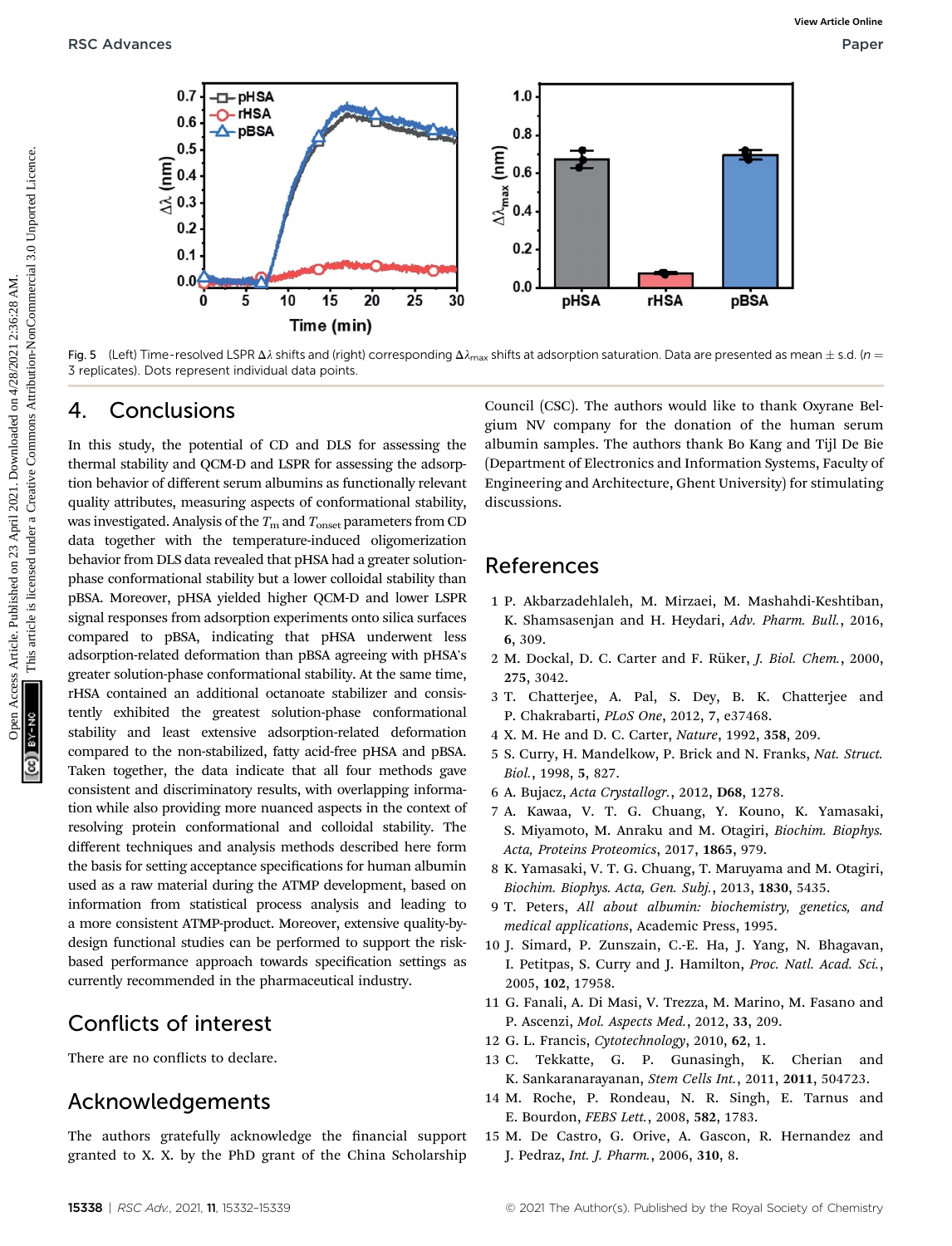Fig. 5 (Left) Time-resolved LSPR $\Delta\lambda$ shifts and (right) corresponding $\Delta\lambda_{max}$ shifts at adsorption saturation. Data are presented as mean ± s.d. ($n$ = 3 replicates). Dots represent individual data points.

## 4. Conclusions

In this study, the potential of CD and DLS for assessing the thermal stability and QCM-D and LSPR for assessing the adsorption behavior of different serum albumins as functionally relevant quality attributes, measuring aspects of conformational stability, was investigated. Analysis of the $T_m$ and $T_{onset}$ parameters from CD data together with the temperature-induced oligomerization behavior from DLS data revealed that pHSA had a greater solution-phase conformational stability but a lower colloidal stability than pBSA. Moreover, pHSA yielded higher QCM-D and lower LSPR signal responses from adsorption experiments onto silica surfaces compared to pBSA, indicating that pHSA underwent less adsorption-related deformation than pBSA agreeing with pHSA's greater solution-phase conformational stability. At the same time, rHSA contained an additional octanoate stabilizer and consistently exhibited the greatest solution-phase conformational stability and least extensive adsorption-related deformation compared to the non-stabilized, fatty acid-free pHSA and pBSA. Taken together, the data indicate that all four methods gave consistent and discriminatory results, with overlapping information while also providing more nuanced aspects in the context of resolving protein conformational and colloidal stability. The different techniques and analysis methods described here form the basis for setting acceptance specifications for human albumin used as a raw material during the ATMP development, based on information from statistical process analysis and leading to a more consistent ATMP-product. Moreover, extensive quality-by-design functional studies can be performed to support the risk-based performance approach towards specification settings as currently recommended in the pharmaceutical industry.

## Conflicts of interest

There are no conflicts to declare.

## Acknowledgements

The authors gratefully acknowledge the financial support granted to X. X. by the PhD grant of the China Scholarship Council (CSC). The authors would like to thank Oxyrane Belgium NV company for the donation of the human serum albumin samples. The authors thank Bo Kang and Tijl De Bie (Department of Electronics and Information Systems, Faculty of Engineering and Architecture, Ghent University) for stimulating discussions.

## References

1. P. Akbarzadehlaleh, M. Mirzaei, M. Mashahdi-Keshtiban, K. Shamsasenjan and H. Heydari, *Adv. Pharm. Bull.*, 2016, **6**, 309.
2. M. Dockal, D. C. Carter and F. Rüker, *J. Biol. Chem.*, 2000, **275**, 3042.
3. T. Chatterjee, A. Pal, S. Dey, B. K. Chatterjee and P. Chakrabarti, *PLoS One*, 2012, **7**, e37468.
4. X. M. He and D. C. Carter, *Nature*, 1992, **358**, 209.
5. S. Curry, H. Mandelkow, P. Brick and N. Franks, *Nat. Struct. Biol.*, 1998, **5**, 827.
6. A. Bujacz, *Acta Crystallogr.*, 2012, **D68**, 1278.
7. A. Kawaa, V. T. G. Chuang, Y. Kouno, K. Yamasaki, S. Miyamoto, M. Anraku and M. Otagiri, *Biochim. Biophys. Acta, Proteins Proteomics*, 2017, **1865**, 979.
8. K. Yamasaki, V. T. G. Chuang, T. Maruyama and M. Otagiri, *Biochim. Biophys. Acta, Gen. Subj.*, 2013, **1830**, 5435.
9. T. Peters, *All about albumin: biochemistry, genetics, and medical applications*, Academic Press, 1995.
10. J. Simard, P. Zunszain, C.-E. Ha, J. Yang, N. Bhagavan, I. Petitpas, S. Curry and J. Hamilton, *Proc. Natl. Acad. Sci.*, 2005, **102**, 17958.
11. G. Fanali, A. Di Masi, V. Trezza, M. Marino, M. Fasano and P. Ascenzi, *Mol. Aspects Med.*, 2012, **33**, 209.
12. G. L. Francis, *Cytotechnology*, 2010, **62**, 1.
13. C. Tekkatte, G. P. Gunasingh, K. Cherian and K. Sankaranarayanan, *Stem Cells Int.*, 2011, **2011**, 504723.
14. M. Roche, P. Rondeau, N. R. Singh, E. Tarnus and E. Bourdon, *FEBS Lett.*, 2008, **582**, 1783.
15. M. De Castro, G. Orive, A. Gascon, R. Hernandez and J. Pedraz, *Int. J. Pharm.*, 2006, **310**, 8.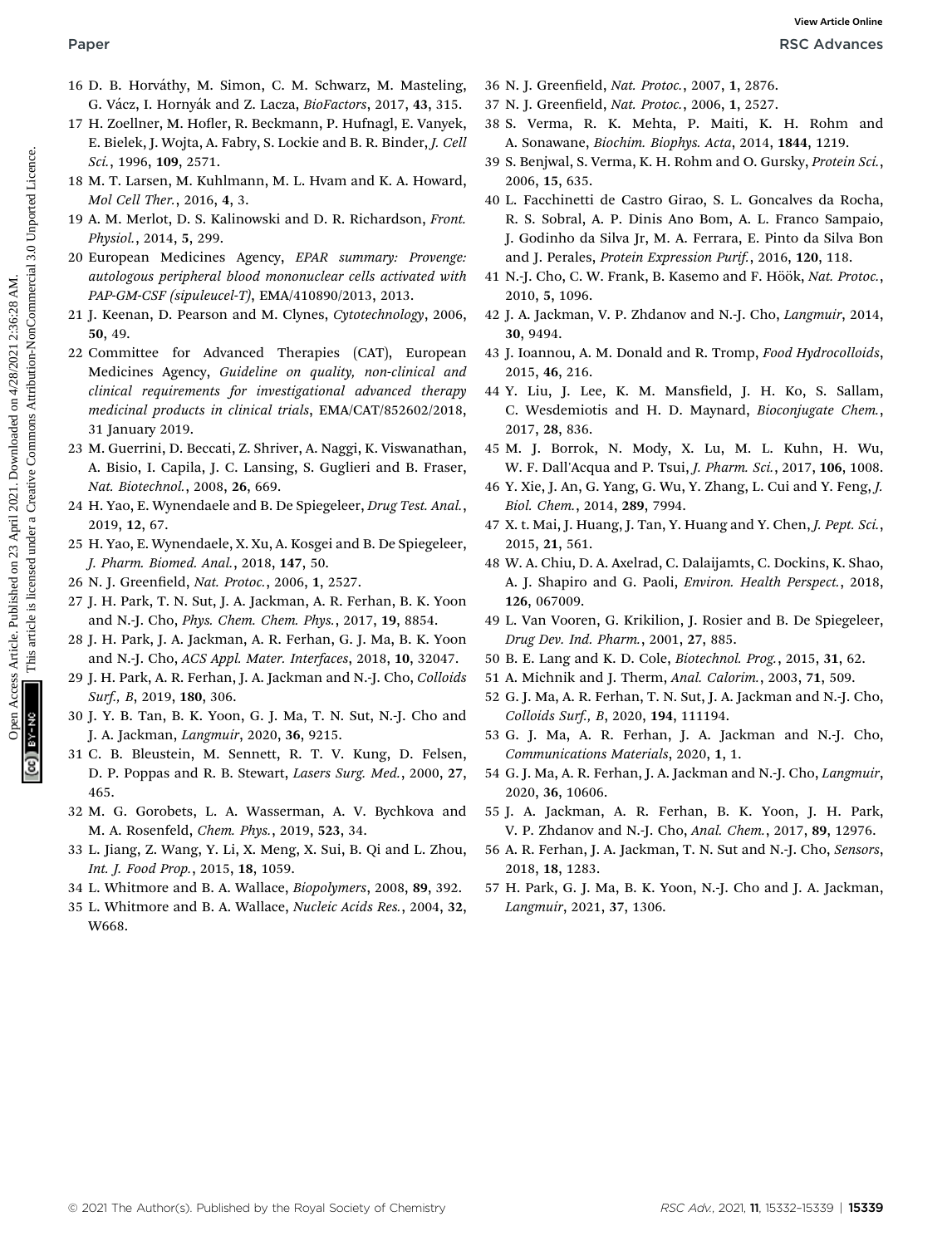16 D. B. Horváthy, M. Simon, C. M. Schwarz, M. Masteling, G. Vácz, I. Hornyák and Z. Lacza, *BioFactors*, 2017, **43**, 315.

17 H. Zoellner, M. Hofler, R. Beckmann, P. Hufnagl, E. Vanyek, E. Bielek, J. Wojta, A. Fabry, S. Lockie and B. R. Binder, *J. Cell Sci.*, 1996, **109**, 2571.

18 M. T. Larsen, M. Kuhlmann, M. L. Hvam and K. A. Howard, *Mol Cell Ther.*, 2016, **4**, 3.

19 A. M. Merlot, D. S. Kalinowski and D. R. Richardson, *Front. Physiol.*, 2014, **5**, 299.

20 European Medicines Agency, *EPAR summary: Provenge: autologous peripheral blood mononuclear cells activated with PAP-GM-CSF (sipuleucel-T)*, EMA/410890/2013, 2013.

21 J. Keenan, D. Pearson and M. Clynes, *Cytotechnology*, 2006, **50**, 49.

22 Committee for Advanced Therapies (CAT), European Medicines Agency, *Guideline on quality, non-clinical and clinical requirements for investigational advanced therapy medicinal products in clinical trials*, EMA/CAT/852602/2018, 31 January 2019.

23 M. Guerrini, D. Beccati, Z. Shriver, A. Naggi, K. Viswanathan, A. Bisio, I. Capila, J. C. Lansing, S. Guglieri and B. Fraser, *Nat. Biotechnol.*, 2008, **26**, 669.

24 H. Yao, E. Wynendaele and B. De Spiegeleer, *Drug Test. Anal.*, 2019, **12**, 67.

25 H. Yao, E. Wynendaele, X. Xu, A. Kosgei and B. De Spiegeleer, *J. Pharm. Biomed. Anal.*, 2018, **147**, 50.

26 N. J. Greenfield, *Nat. Protoc.*, 2006, **1**, 2527.

27 J. H. Park, T. N. Sut, J. A. Jackman, A. R. Ferhan, B. K. Yoon and N.-J. Cho, *Phys. Chem. Chem. Phys.*, 2017, **19**, 8854.

28 J. H. Park, J. A. Jackman, A. R. Ferhan, G. J. Ma, B. K. Yoon and N.-J. Cho, *ACS Appl. Mater. Interfaces*, 2018, **10**, 32047.

29 J. H. Park, A. R. Ferhan, J. A. Jackman and N.-J. Cho, *Colloids Surf., B*, 2019, **180**, 306.

30 J. Y. B. Tan, B. K. Yoon, G. J. Ma, T. N. Sut, N.-J. Cho and J. A. Jackman, *Langmuir*, 2020, **36**, 9215.

31 C. B. Bleustein, M. Sennett, R. T. V. Kung, D. Felsen, D. P. Poppas and R. B. Stewart, *Lasers Surg. Med.*, 2000, **27**, 465.

32 M. G. Gorobets, L. A. Wasserman, A. V. Bychkova and M. A. Rosenfeld, *Chem. Phys.*, 2019, **523**, 34.

33 L. Jiang, Z. Wang, Y. Li, X. Meng, X. Sui, B. Qi and L. Zhou, *Int. J. Food Prop.*, 2015, **18**, 1059.

34 L. Whitmore and B. A. Wallace, *Biopolymers*, 2008, **89**, 392.

35 L. Whitmore and B. A. Wallace, *Nucleic Acids Res.*, 2004, **32**, W668.

36 N. J. Greenfield, *Nat. Protoc.*, 2007, **1**, 2876.

37 N. J. Greenfield, *Nat. Protoc.*, 2006, **1**, 2527.

38 S. Verma, R. K. Mehta, P. Maiti, K. H. Rohm and A. Sonawane, *Biochim. Biophys. Acta*, 2014, **1844**, 1219.

39 S. Benjwal, S. Verma, K. H. Rohm and O. Gursky, *Protein Sci.*, 2006, **15**, 635.

40 L. Facchinetti de Castro Girao, S. L. Goncalves da Rocha, R. S. Sobral, A. P. Dinis Ano Bom, A. L. Franco Sampaio, J. Godinho da Silva Jr, M. A. Ferrara, E. Pinto da Silva Bon and J. Perales, *Protein Expression Purif.*, 2016, **120**, 118.

41 N.-J. Cho, C. W. Frank, B. Kasemo and F. Höök, *Nat. Protoc.*, 2010, **5**, 1096.

42 J. A. Jackman, V. P. Zhdanov and N.-J. Cho, *Langmuir*, 2014, **30**, 9494.

43 J. Ioannou, A. M. Donald and R. Tromp, *Food Hydrocolloids*, 2015, **46**, 216.

44 Y. Liu, J. Lee, K. M. Mansfield, J. H. Ko, S. Sallam, C. Wesdemiotis and H. D. Maynard, *Bioconjugate Chem.*, 2017, **28**, 836.

45 M. J. Borrok, N. Mody, X. Lu, M. L. Kuhn, H. Wu, W. F. Dall'Acqua and P. Tsui, *J. Pharm. Sci.*, 2017, **106**, 1008.

46 Y. Xie, J. An, G. Yang, G. Wu, Y. Zhang, L. Cui and Y. Feng, *J. Biol. Chem.*, 2014, **289**, 7994.

47 X. t. Mai, J. Huang, J. Tan, Y. Huang and Y. Chen, *J. Pept. Sci.*, 2015, **21**, 561.

48 W. A. Chiu, D. A. Axelrad, C. Dalaijamts, C. Dockins, K. Shao, A. J. Shapiro and G. Paoli, *Environ. Health Perspect.*, 2018, **126**, 067009.

49 L. Van Vooren, G. Krikilion, J. Rosier and B. De Spiegeleer, *Drug Dev. Ind. Pharm.*, 2001, **27**, 885.

50 B. E. Lang and K. D. Cole, *Biotechnol. Prog.*, 2015, **31**, 62.

51 A. Michnik and J. Therm, *Anal. Calorim.*, 2003, **71**, 509.

52 G. J. Ma, A. R. Ferhan, T. N. Sut, J. A. Jackman and N.-J. Cho, *Colloids Surf., B*, 2020, **194**, 111194.

53 G. J. Ma, A. R. Ferhan, J. A. Jackman and N.-J. Cho, *Communications Materials*, 2020, **1**, 1.

54 G. J. Ma, A. R. Ferhan, J. A. Jackman and N.-J. Cho, *Langmuir*, 2020, **36**, 10606.

55 J. A. Jackman, A. R. Ferhan, B. K. Yoon, J. H. Park, V. P. Zhdanov and N.-J. Cho, *Anal. Chem.*, 2017, **89**, 12976.

56 A. R. Ferhan, J. A. Jackman, T. N. Sut and N.-J. Cho, *Sensors*, 2018, **18**, 1283.

57 H. Park, G. J. Ma, B. K. Yoon, N.-J. Cho and J. A. Jackman, *Langmuir*, 2021, **37**, 1306.